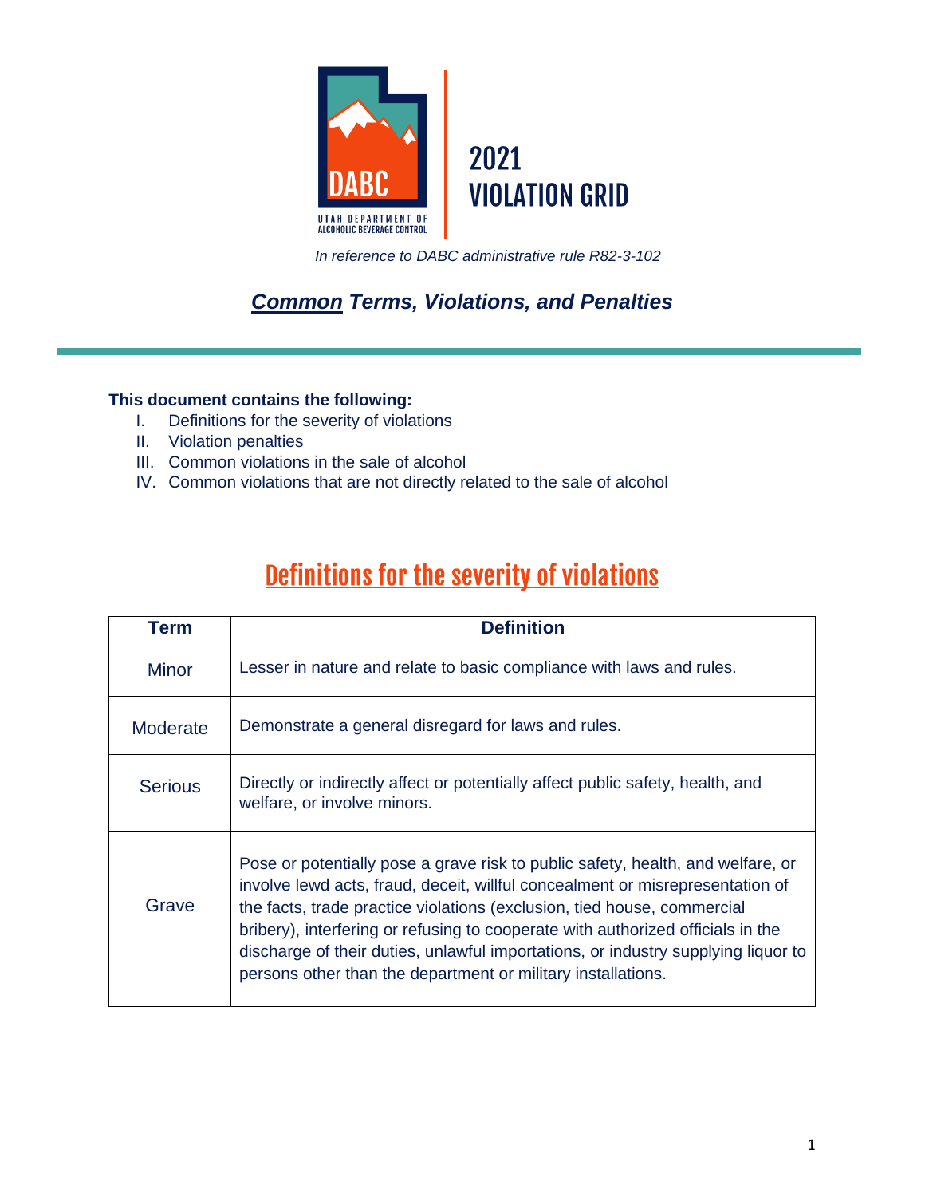DABC

UTAH DEPARTMENT OF ALCOHOLIC BEVERAGE CONTROL

# 2021 VIOLATION GRID

*In reference to DABC administrative rule R82-3-102*

## ***<u>Common</u> Terms, Violations, and Penalties***

**This document contains the following:**

I. Definitions for the severity of violations
II. Violation penalties
III. Common violations in the sale of alcohol
IV. Common violations that are not directly related to the sale of alcohol

## <u>Definitions for the severity of violations</u>

| Term | Definition |
| --- | --- |
| Minor | Lesser in nature and relate to basic compliance with laws and rules. |
| Moderate | Demonstrate a general disregard for laws and rules. |
| Serious | Directly or indirectly affect or potentially affect public safety, health, and welfare, or involve minors. |
| Grave | Pose or potentially pose a grave risk to public safety, health, and welfare, or involve lewd acts, fraud, deceit, willful concealment or misrepresentation of the facts, trade practice violations (exclusion, tied house, commercial bribery), interfering or refusing to cooperate with authorized officials in the discharge of their duties, unlawful importations, or industry supplying liquor to persons other than the department or military installations. |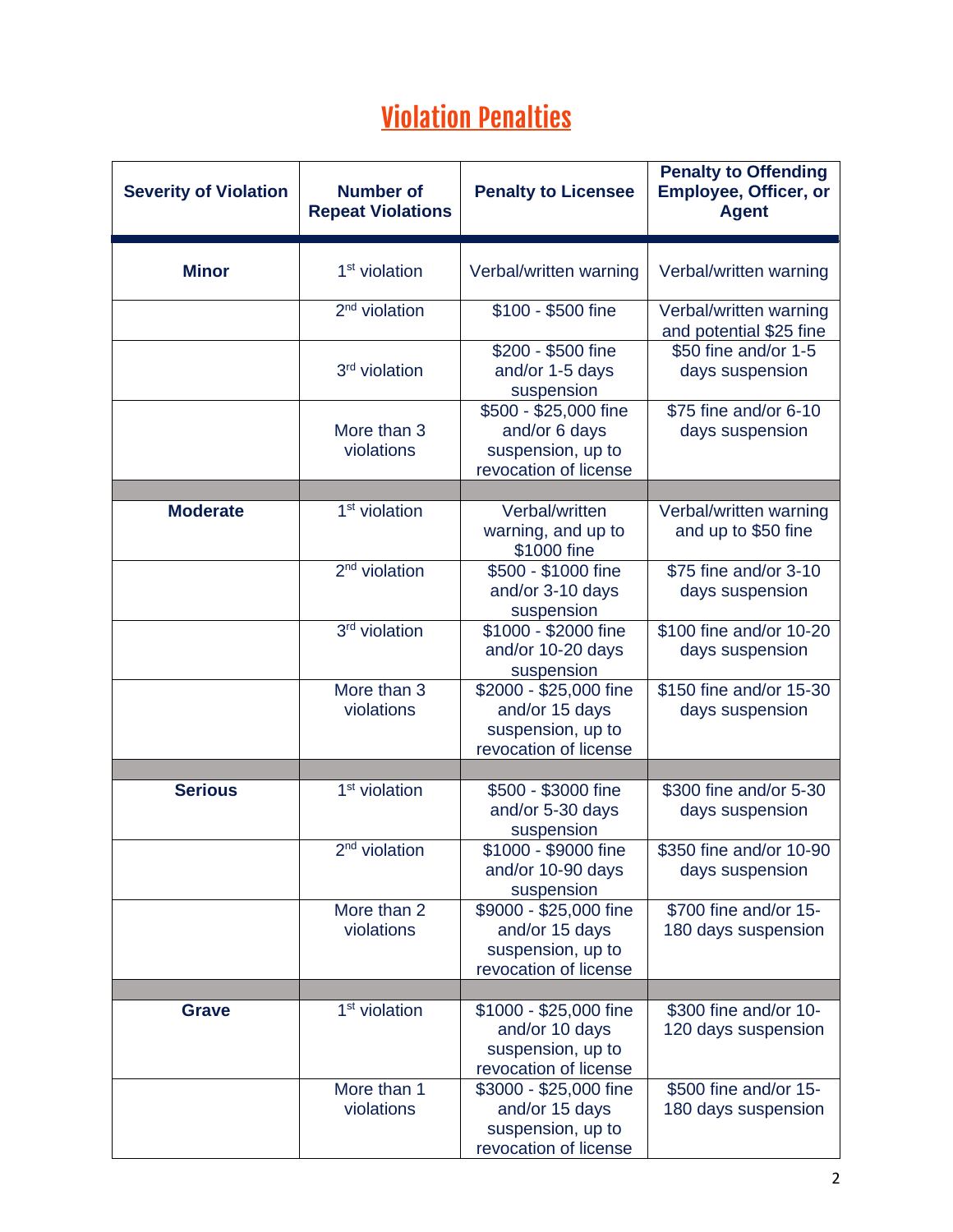# Violation Penalties

| Severity of Violation | Number of Repeat Violations | Penalty to Licensee | Penalty to Offending Employee, Officer, or Agent |
|---|---|---|---|
| **Minor** | 1st violation | Verbal/written warning | Verbal/written warning |
| | 2nd violation | $100 - $500 fine | Verbal/written warning and potential $25 fine |
| | 3rd violation | $200 - $500 fine and/or 1-5 days suspension | $50 fine and/or 1-5 days suspension |
| | More than 3 violations | $500 - $25,000 fine and/or 6 days suspension, up to revocation of license | $75 fine and/or 6-10 days suspension |
| | | | |
| **Moderate** | 1st violation | Verbal/written warning, and up to $1000 fine | Verbal/written warning and up to $50 fine |
| | 2nd violation | $500 - $1000 fine and/or 3-10 days suspension | $75 fine and/or 3-10 days suspension |
| | 3rd violation | $1000 - $2000 fine and/or 10-20 days suspension | $100 fine and/or 10-20 days suspension |
| | More than 3 violations | $2000 - $25,000 fine and/or 15 days suspension, up to revocation of license | $150 fine and/or 15-30 days suspension |
| | | | |
| **Serious** | 1st violation | $500 - $3000 fine and/or 5-30 days suspension | $300 fine and/or 5-30 days suspension |
| | 2nd violation | $1000 - $9000 fine and/or 10-90 days suspension | $350 fine and/or 10-90 days suspension |
| | More than 2 violations | $9000 - $25,000 fine and/or 15 days suspension, up to revocation of license | $700 fine and/or 15-180 days suspension |
| | | | |
| **Grave** | 1st violation | $1000 - $25,000 fine and/or 10 days suspension, up to revocation of license | $300 fine and/or 10-120 days suspension |
| | More than 1 violations | $3000 - $25,000 fine and/or 15 days suspension, up to revocation of license | $500 fine and/or 15-180 days suspension |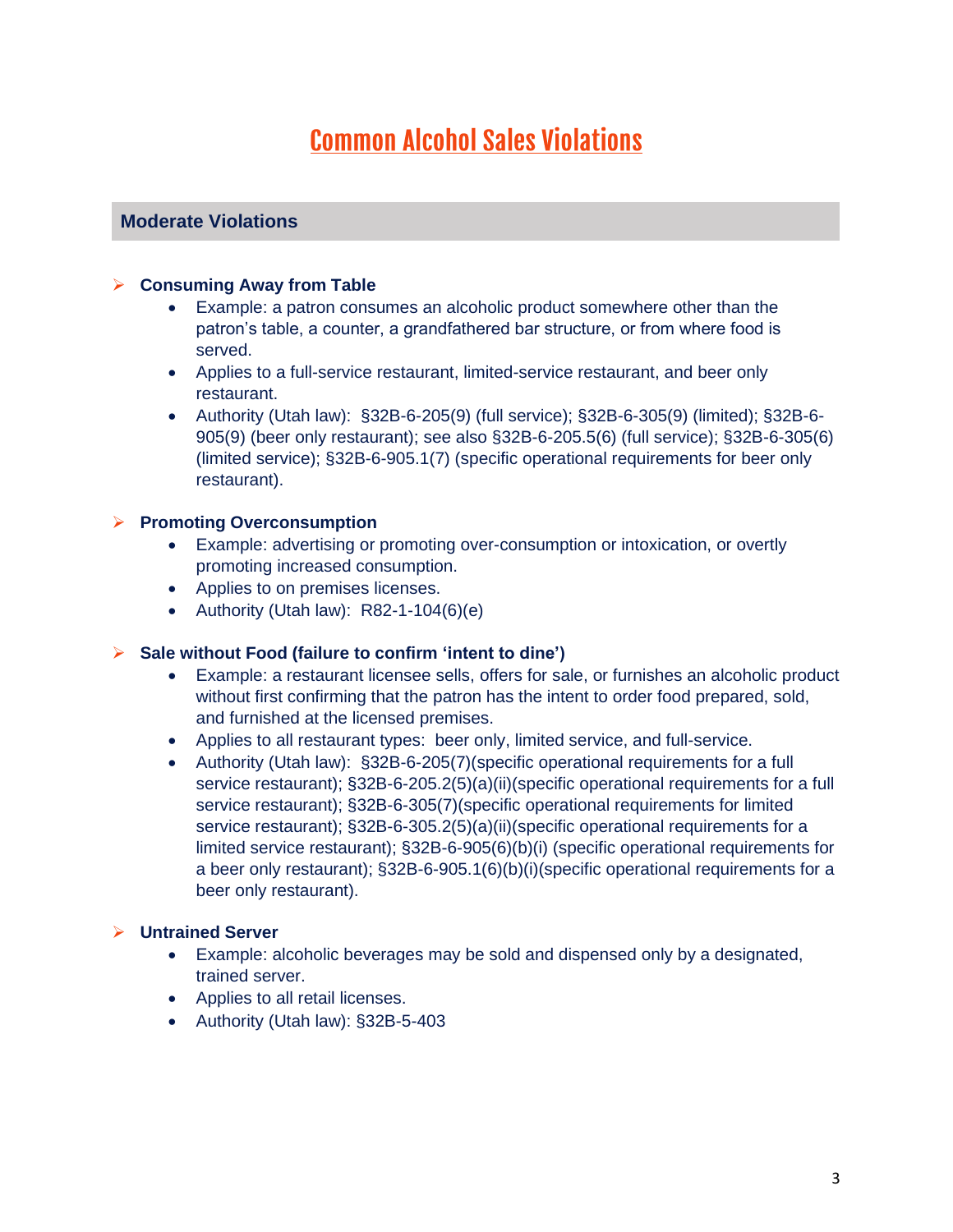# Common Alcohol Sales Violations

## Moderate Violations

- **Consuming Away from Table**
  - Example: a patron consumes an alcoholic product somewhere other than the patron's table, a counter, a grandfathered bar structure, or from where food is served.
  - Applies to a full-service restaurant, limited-service restaurant, and beer only restaurant.
  - Authority (Utah law): §32B-6-205(9) (full service); §32B-6-305(9) (limited); §32B-6-905(9) (beer only restaurant); see also §32B-6-205.5(6) (full service); §32B-6-305(6) (limited service); §32B-6-905.1(7) (specific operational requirements for beer only restaurant).

- **Promoting Overconsumption**
  - Example: advertising or promoting over-consumption or intoxication, or overtly promoting increased consumption.
  - Applies to on premises licenses.
  - Authority (Utah law): R82-1-104(6)(e)

- **Sale without Food (failure to confirm 'intent to dine')**
  - Example: a restaurant licensee sells, offers for sale, or furnishes an alcoholic product without first confirming that the patron has the intent to order food prepared, sold, and furnished at the licensed premises.
  - Applies to all restaurant types: beer only, limited service, and full-service.
  - Authority (Utah law): §32B-6-205(7)(specific operational requirements for a full service restaurant); §32B-6-205.2(5)(a)(ii)(specific operational requirements for a full service restaurant); §32B-6-305(7)(specific operational requirements for limited service restaurant); §32B-6-305.2(5)(a)(ii)(specific operational requirements for a limited service restaurant); §32B-6-905(6)(b)(i) (specific operational requirements for a beer only restaurant); §32B-6-905.1(6)(b)(i)(specific operational requirements for a beer only restaurant).

- **Untrained Server**
  - Example: alcoholic beverages may be sold and dispensed only by a designated, trained server.
  - Applies to all retail licenses.
  - Authority (Utah law): §32B-5-403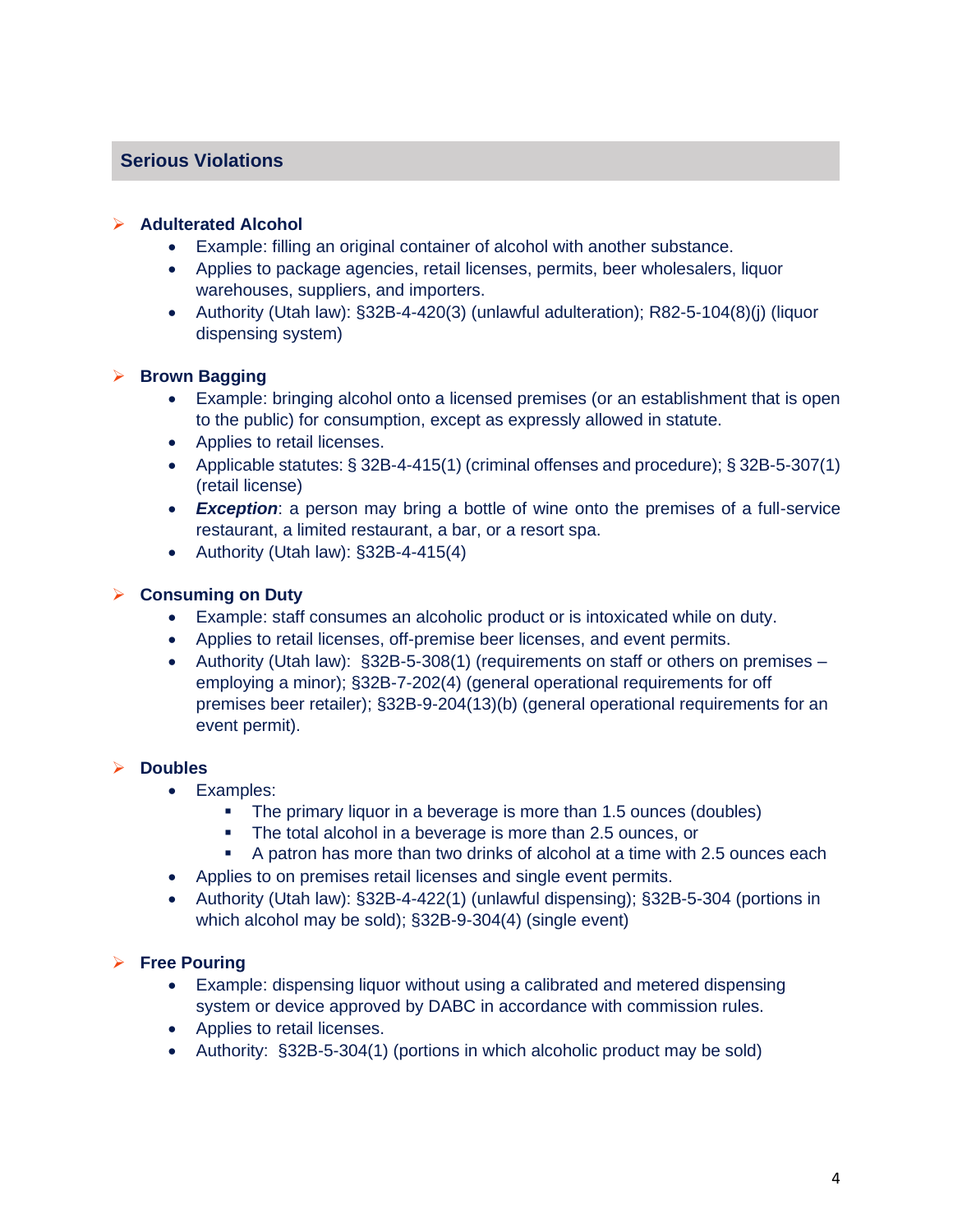## Serious Violations

- **Adulterated Alcohol**
  - Example: filling an original container of alcohol with another substance.
  - Applies to package agencies, retail licenses, permits, beer wholesalers, liquor warehouses, suppliers, and importers.
  - Authority (Utah law): §32B-4-420(3) (unlawful adulteration); R82-5-104(8)(j) (liquor dispensing system)

- **Brown Bagging**
  - Example: bringing alcohol onto a licensed premises (or an establishment that is open to the public) for consumption, except as expressly allowed in statute.
  - Applies to retail licenses.
  - Applicable statutes: § 32B-4-415(1) (criminal offenses and procedure); § 32B-5-307(1) (retail license)
  - ***Exception***: a person may bring a bottle of wine onto the premises of a full-service restaurant, a limited restaurant, a bar, or a resort spa.
  - Authority (Utah law): §32B-4-415(4)

- **Consuming on Duty**
  - Example: staff consumes an alcoholic product or is intoxicated while on duty.
  - Applies to retail licenses, off-premise beer licenses, and event permits.
  - Authority (Utah law): §32B-5-308(1) (requirements on staff or others on premises – employing a minor); §32B-7-202(4) (general operational requirements for off premises beer retailer); §32B-9-204(13)(b) (general operational requirements for an event permit).

- **Doubles**
  - Examples:
    - The primary liquor in a beverage is more than 1.5 ounces (doubles)
    - The total alcohol in a beverage is more than 2.5 ounces, or
    - A patron has more than two drinks of alcohol at a time with 2.5 ounces each
  - Applies to on premises retail licenses and single event permits.
  - Authority (Utah law): §32B-4-422(1) (unlawful dispensing); §32B-5-304 (portions in which alcohol may be sold); §32B-9-304(4) (single event)

- **Free Pouring**
  - Example: dispensing liquor without using a calibrated and metered dispensing system or device approved by DABC in accordance with commission rules.
  - Applies to retail licenses.
  - Authority: §32B-5-304(1) (portions in which alcoholic product may be sold)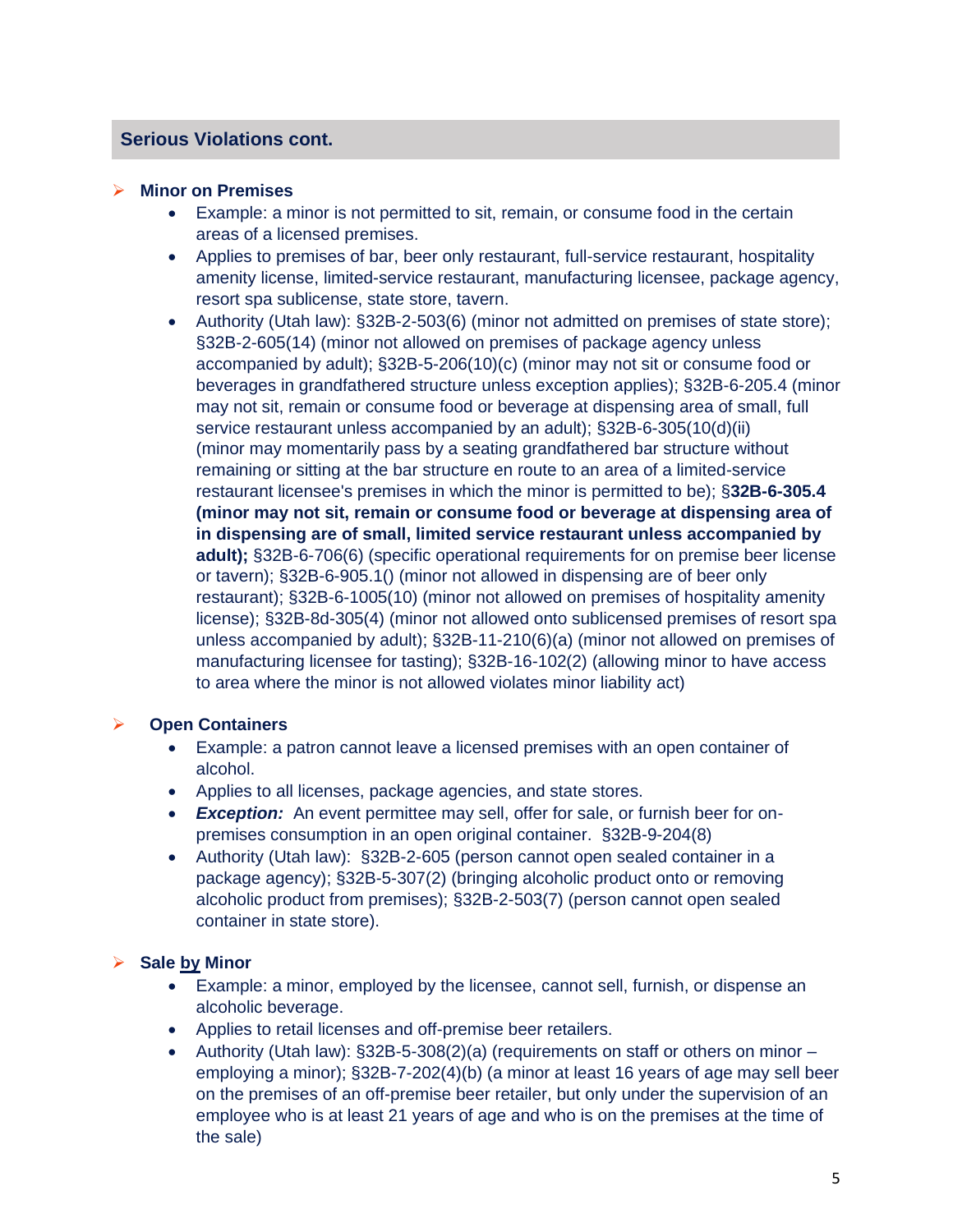## Serious Violations cont.

- **Minor on Premises**
  - Example: a minor is not permitted to sit, remain, or consume food in the certain areas of a licensed premises.
  - Applies to premises of bar, beer only restaurant, full-service restaurant, hospitality amenity license, limited-service restaurant, manufacturing licensee, package agency, resort spa sublicense, state store, tavern.
  - Authority (Utah law): §32B-2-503(6) (minor not admitted on premises of state store); §32B-2-605(14) (minor not allowed on premises of package agency unless accompanied by adult); §32B-5-206(10)(c) (minor may not sit or consume food or beverages in grandfathered structure unless exception applies); §32B-6-205.4 (minor may not sit, remain or consume food or beverage at dispensing area of small, full service restaurant unless accompanied by an adult); §32B-6-305(10(d)(ii) (minor may momentarily pass by a seating grandfathered bar structure without remaining or sitting at the bar structure en route to an area of a limited-service restaurant licensee's premises in which the minor is permitted to be); §**32B-6-305.4 (minor may not sit, remain or consume food or beverage at dispensing area of in dispensing are of small, limited service restaurant unless accompanied by adult);** §32B-6-706(6) (specific operational requirements for on premise beer license or tavern); §32B-6-905.1() (minor not allowed in dispensing are of beer only restaurant); §32B-6-1005(10) (minor not allowed on premises of hospitality amenity license); §32B-8d-305(4) (minor not allowed onto sublicensed premises of resort spa unless accompanied by adult); §32B-11-210(6)(a) (minor not allowed on premises of manufacturing licensee for tasting); §32B-16-102(2) (allowing minor to have access to area where the minor is not allowed violates minor liability act)

- **Open Containers**
  - Example: a patron cannot leave a licensed premises with an open container of alcohol.
  - Applies to all licenses, package agencies, and state stores.
  - ***Exception:*** An event permittee may sell, offer for sale, or furnish beer for on-premises consumption in an open original container. §32B-9-204(8)
  - Authority (Utah law): §32B-2-605 (person cannot open sealed container in a package agency); §32B-5-307(2) (bringing alcoholic product onto or removing alcoholic product from premises); §32B-2-503(7) (person cannot open sealed container in state store).

- **Sale by Minor**
  - Example: a minor, employed by the licensee, cannot sell, furnish, or dispense an alcoholic beverage.
  - Applies to retail licenses and off-premise beer retailers.
  - Authority (Utah law): §32B-5-308(2)(a) (requirements on staff or others on minor – employing a minor); §32B-7-202(4)(b) (a minor at least 16 years of age may sell beer on the premises of an off-premise beer retailer, but only under the supervision of an employee who is at least 21 years of age and who is on the premises at the time of the sale)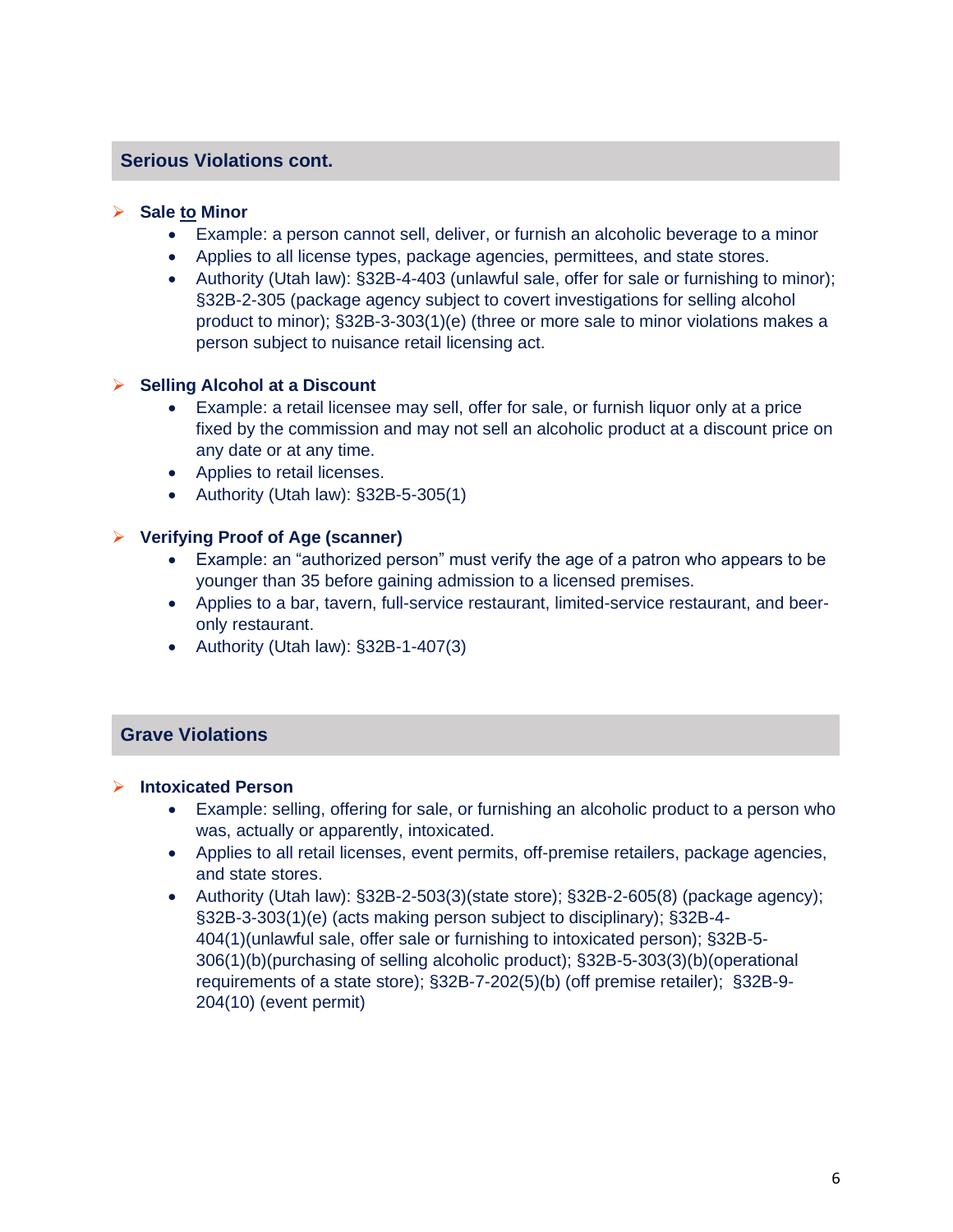## Serious Violations cont.

- **Sale to Minor**
  - Example: a person cannot sell, deliver, or furnish an alcoholic beverage to a minor
  - Applies to all license types, package agencies, permittees, and state stores.
  - Authority (Utah law): §32B-4-403 (unlawful sale, offer for sale or furnishing to minor); §32B-2-305 (package agency subject to covert investigations for selling alcohol product to minor); §32B-3-303(1)(e) (three or more sale to minor violations makes a person subject to nuisance retail licensing act.

- **Selling Alcohol at a Discount**
  - Example: a retail licensee may sell, offer for sale, or furnish liquor only at a price fixed by the commission and may not sell an alcoholic product at a discount price on any date or at any time.
  - Applies to retail licenses.
  - Authority (Utah law): §32B-5-305(1)

- **Verifying Proof of Age (scanner)**
  - Example: an "authorized person" must verify the age of a patron who appears to be younger than 35 before gaining admission to a licensed premises.
  - Applies to a bar, tavern, full-service restaurant, limited-service restaurant, and beer-only restaurant.
  - Authority (Utah law): §32B-1-407(3)

## Grave Violations

- **Intoxicated Person**
  - Example: selling, offering for sale, or furnishing an alcoholic product to a person who was, actually or apparently, intoxicated.
  - Applies to all retail licenses, event permits, off-premise retailers, package agencies, and state stores.
  - Authority (Utah law): §32B-2-503(3)(state store); §32B-2-605(8) (package agency); §32B-3-303(1)(e) (acts making person subject to disciplinary); §32B-4-404(1)(unlawful sale, offer sale or furnishing to intoxicated person); §32B-5-306(1)(b)(purchasing of selling alcoholic product); §32B-5-303(3)(b)(operational requirements of a state store); §32B-7-202(5)(b) (off premise retailer); §32B-9-204(10) (event permit)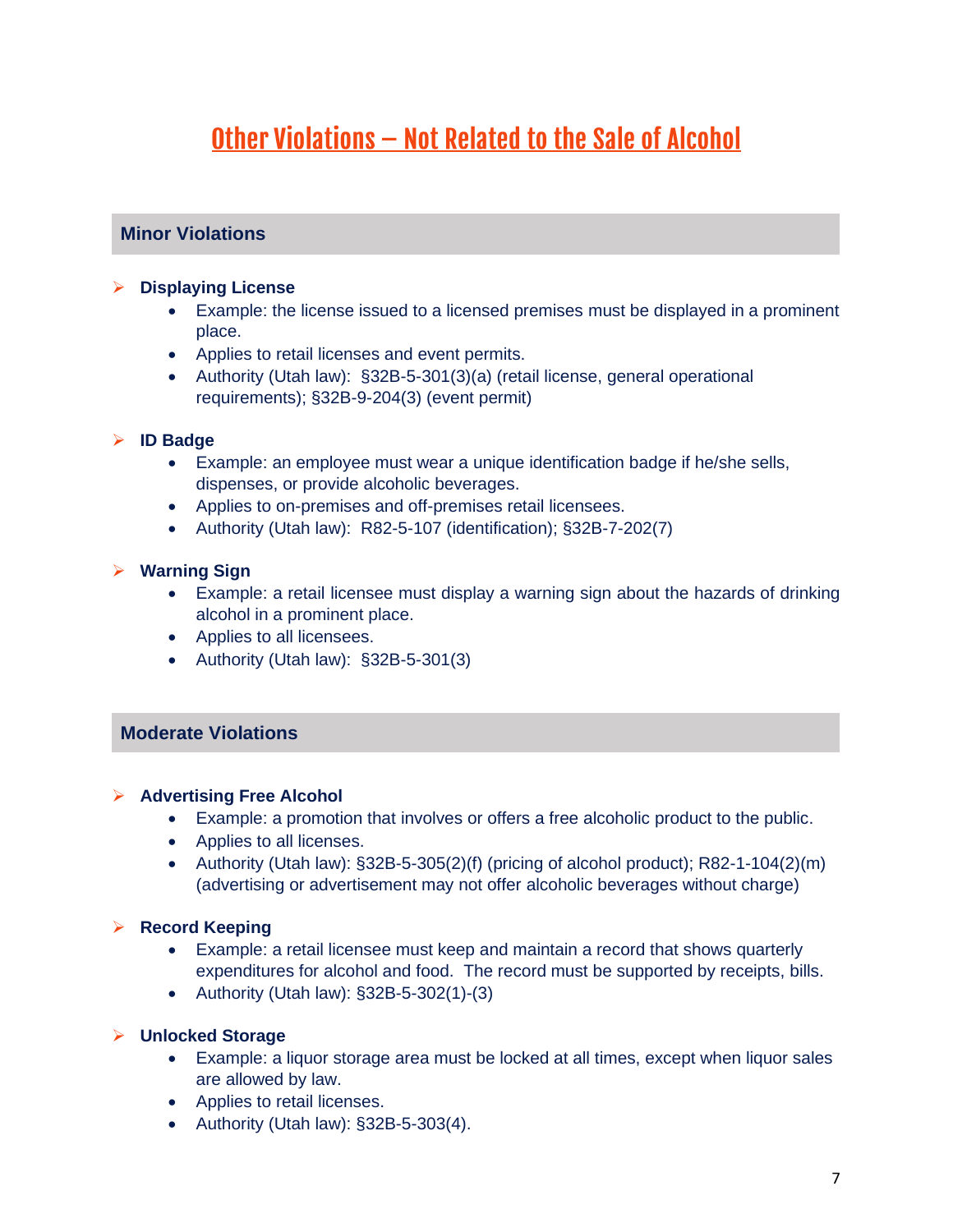# Other Violations – Not Related to the Sale of Alcohol

## Minor Violations

- **Displaying License**
  - Example: the license issued to a licensed premises must be displayed in a prominent place.
  - Applies to retail licenses and event permits.
  - Authority (Utah law): §32B-5-301(3)(a) (retail license, general operational requirements); §32B-9-204(3) (event permit)

- **ID Badge**
  - Example: an employee must wear a unique identification badge if he/she sells, dispenses, or provide alcoholic beverages.
  - Applies to on-premises and off-premises retail licensees.
  - Authority (Utah law): R82-5-107 (identification); §32B-7-202(7)

- **Warning Sign**
  - Example: a retail licensee must display a warning sign about the hazards of drinking alcohol in a prominent place.
  - Applies to all licensees.
  - Authority (Utah law): §32B-5-301(3)

## Moderate Violations

- **Advertising Free Alcohol**
  - Example: a promotion that involves or offers a free alcoholic product to the public.
  - Applies to all licenses.
  - Authority (Utah law): §32B-5-305(2)(f) (pricing of alcohol product); R82-1-104(2)(m) (advertising or advertisement may not offer alcoholic beverages without charge)

- **Record Keeping**
  - Example: a retail licensee must keep and maintain a record that shows quarterly expenditures for alcohol and food. The record must be supported by receipts, bills.
  - Authority (Utah law): §32B-5-302(1)-(3)

- **Unlocked Storage**
  - Example: a liquor storage area must be locked at all times, except when liquor sales are allowed by law.
  - Applies to retail licenses.
  - Authority (Utah law): §32B-5-303(4).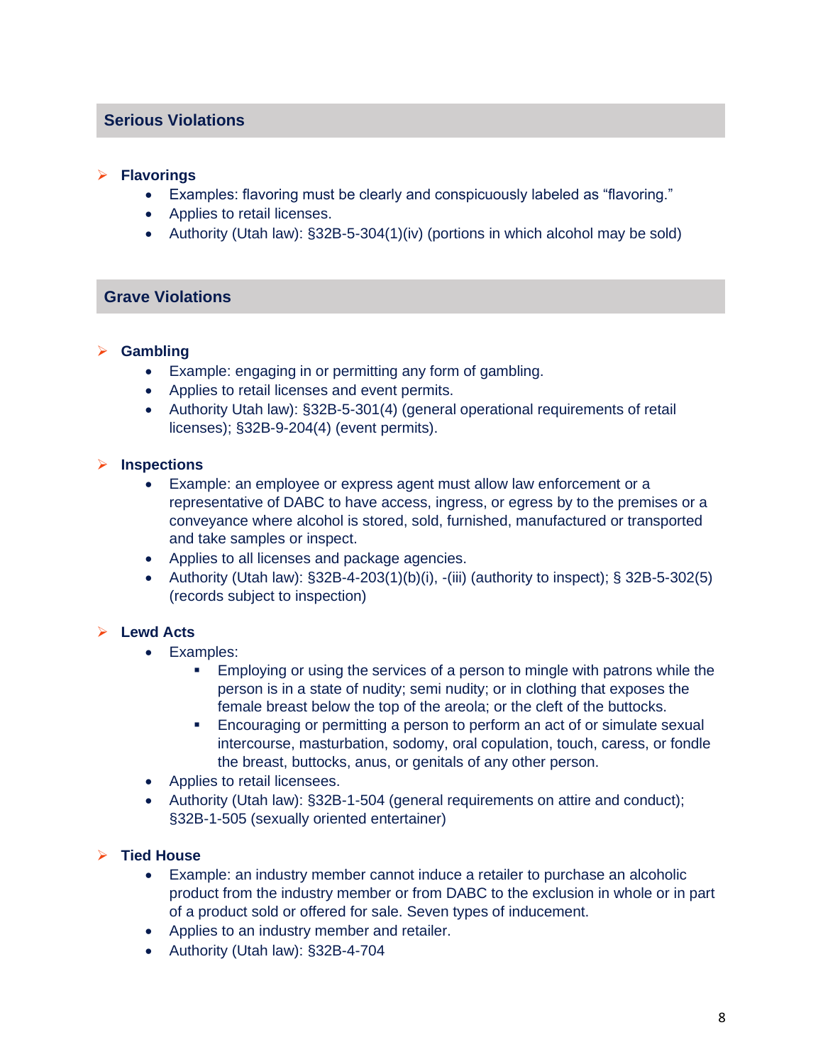## Serious Violations

- **Flavorings**
  - Examples: flavoring must be clearly and conspicuously labeled as "flavoring."
  - Applies to retail licenses.
  - Authority (Utah law): §32B-5-304(1)(iv) (portions in which alcohol may be sold)

## Grave Violations

- **Gambling**
  - Example: engaging in or permitting any form of gambling.
  - Applies to retail licenses and event permits.
  - Authority Utah law): §32B-5-301(4) (general operational requirements of retail licenses); §32B-9-204(4) (event permits).

- **Inspections**
  - Example: an employee or express agent must allow law enforcement or a representative of DABC to have access, ingress, or egress by to the premises or a conveyance where alcohol is stored, sold, furnished, manufactured or transported and take samples or inspect.
  - Applies to all licenses and package agencies.
  - Authority (Utah law): §32B-4-203(1)(b)(i), -(iii) (authority to inspect); § 32B-5-302(5) (records subject to inspection)

- **Lewd Acts**
  - Examples:
    - Employing or using the services of a person to mingle with patrons while the person is in a state of nudity; semi nudity; or in clothing that exposes the female breast below the top of the areola; or the cleft of the buttocks.
    - Encouraging or permitting a person to perform an act of or simulate sexual intercourse, masturbation, sodomy, oral copulation, touch, caress, or fondle the breast, buttocks, anus, or genitals of any other person.
  - Applies to retail licensees.
  - Authority (Utah law): §32B-1-504 (general requirements on attire and conduct); §32B-1-505 (sexually oriented entertainer)

- **Tied House**
  - Example: an industry member cannot induce a retailer to purchase an alcoholic product from the industry member or from DABC to the exclusion in whole or in part of a product sold or offered for sale. Seven types of inducement.
  - Applies to an industry member and retailer.
  - Authority (Utah law): §32B-4-704